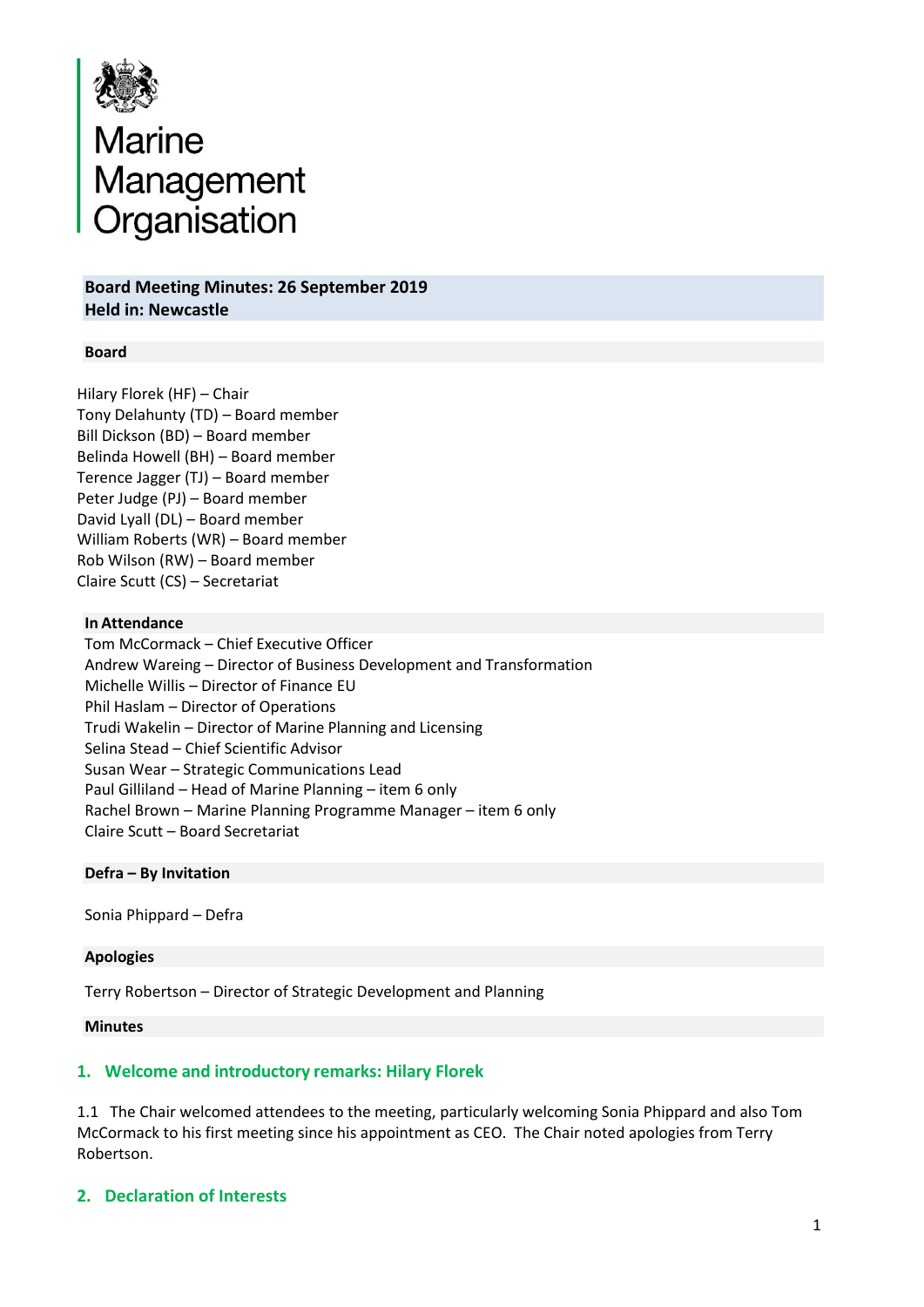Marine Management Organisation

**Board Meeting Minutes: 26 September 2019**
**Held in: Newcastle**

**Board**

Hilary Florek (HF) – Chair
Tony Delahunty (TD) – Board member
Bill Dickson (BD) – Board member
Belinda Howell (BH) – Board member
Terence Jagger (TJ) – Board member
Peter Judge (PJ) – Board member
David Lyall (DL) – Board member
William Roberts (WR) – Board member
Rob Wilson (RW) – Board member
Claire Scutt (CS) – Secretariat

**In Attendance**

Tom McCormack – Chief Executive Officer
Andrew Wareing – Director of Business Development and Transformation
Michelle Willis – Director of Finance EU
Phil Haslam – Director of Operations
Trudi Wakelin – Director of Marine Planning and Licensing
Selina Stead – Chief Scientific Advisor
Susan Wear – Strategic Communications Lead
Paul Gilliland – Head of Marine Planning – item 6 only
Rachel Brown – Marine Planning Programme Manager – item 6 only
Claire Scutt – Board Secretariat

**Defra – By Invitation**

Sonia Phippard – Defra

**Apologies**

Terry Robertson – Director of Strategic Development and Planning

**Minutes**

## 1. Welcome and introductory remarks: Hilary Florek

1.1 The Chair welcomed attendees to the meeting, particularly welcoming Sonia Phippard and also Tom McCormack to his first meeting since his appointment as CEO. The Chair noted apologies from Terry Robertson.

## 2. Declaration of Interests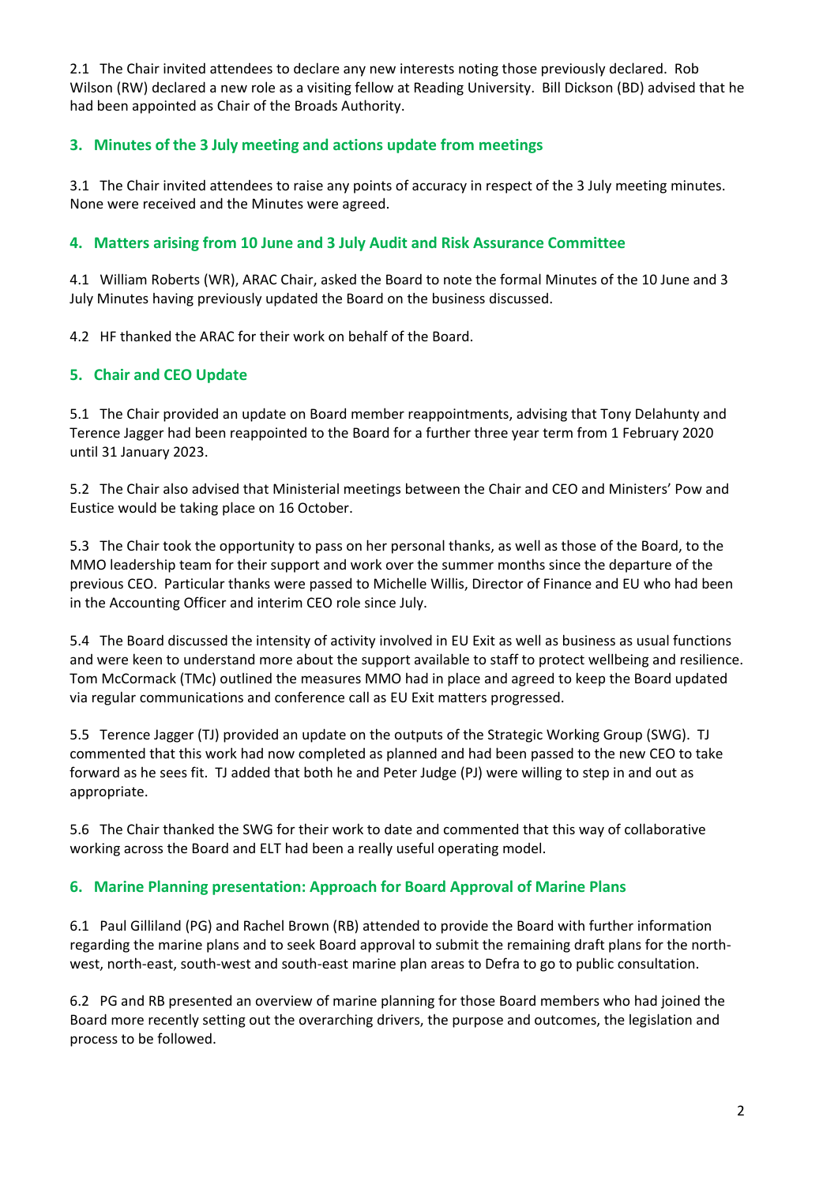2.1 The Chair invited attendees to declare any new interests noting those previously declared. Rob Wilson (RW) declared a new role as a visiting fellow at Reading University. Bill Dickson (BD) advised that he had been appointed as Chair of the Broads Authority.

## 3. Minutes of the 3 July meeting and actions update from meetings

3.1 The Chair invited attendees to raise any points of accuracy in respect of the 3 July meeting minutes. None were received and the Minutes were agreed.

## 4. Matters arising from 10 June and 3 July Audit and Risk Assurance Committee

4.1 William Roberts (WR), ARAC Chair, asked the Board to note the formal Minutes of the 10 June and 3 July Minutes having previously updated the Board on the business discussed.

4.2 HF thanked the ARAC for their work on behalf of the Board.

## 5. Chair and CEO Update

5.1 The Chair provided an update on Board member reappointments, advising that Tony Delahunty and Terence Jagger had been reappointed to the Board for a further three year term from 1 February 2020 until 31 January 2023.

5.2 The Chair also advised that Ministerial meetings between the Chair and CEO and Ministers' Pow and Eustice would be taking place on 16 October.

5.3 The Chair took the opportunity to pass on her personal thanks, as well as those of the Board, to the MMO leadership team for their support and work over the summer months since the departure of the previous CEO. Particular thanks were passed to Michelle Willis, Director of Finance and EU who had been in the Accounting Officer and interim CEO role since July.

5.4 The Board discussed the intensity of activity involved in EU Exit as well as business as usual functions and were keen to understand more about the support available to staff to protect wellbeing and resilience. Tom McCormack (TMc) outlined the measures MMO had in place and agreed to keep the Board updated via regular communications and conference call as EU Exit matters progressed.

5.5 Terence Jagger (TJ) provided an update on the outputs of the Strategic Working Group (SWG). TJ commented that this work had now completed as planned and had been passed to the new CEO to take forward as he sees fit. TJ added that both he and Peter Judge (PJ) were willing to step in and out as appropriate.

5.6 The Chair thanked the SWG for their work to date and commented that this way of collaborative working across the Board and ELT had been a really useful operating model.

## 6. Marine Planning presentation: Approach for Board Approval of Marine Plans

6.1 Paul Gilliland (PG) and Rachel Brown (RB) attended to provide the Board with further information regarding the marine plans and to seek Board approval to submit the remaining draft plans for the north-west, north-east, south-west and south-east marine plan areas to Defra to go to public consultation.

6.2 PG and RB presented an overview of marine planning for those Board members who had joined the Board more recently setting out the overarching drivers, the purpose and outcomes, the legislation and process to be followed.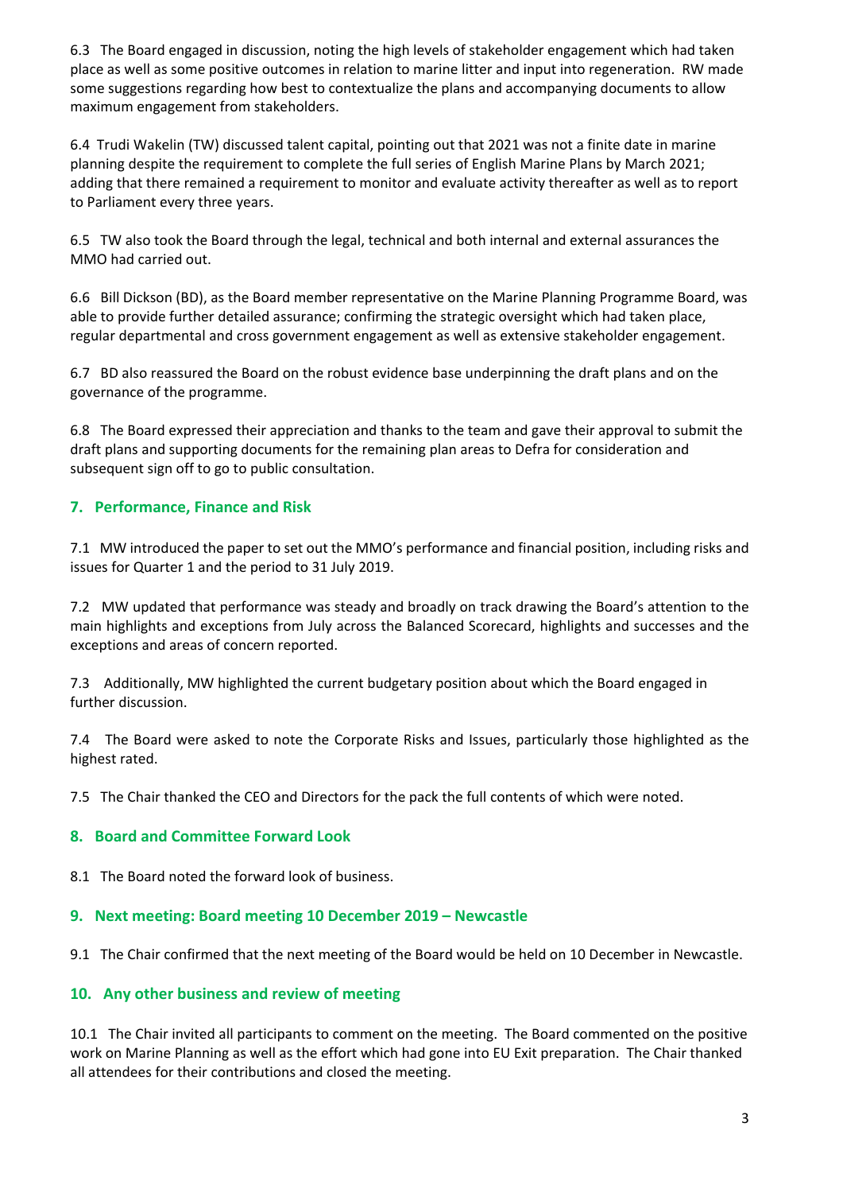6.3 The Board engaged in discussion, noting the high levels of stakeholder engagement which had taken place as well as some positive outcomes in relation to marine litter and input into regeneration. RW made some suggestions regarding how best to contextualize the plans and accompanying documents to allow maximum engagement from stakeholders.

6.4 Trudi Wakelin (TW) discussed talent capital, pointing out that 2021 was not a finite date in marine planning despite the requirement to complete the full series of English Marine Plans by March 2021; adding that there remained a requirement to monitor and evaluate activity thereafter as well as to report to Parliament every three years.

6.5 TW also took the Board through the legal, technical and both internal and external assurances the MMO had carried out.

6.6 Bill Dickson (BD), as the Board member representative on the Marine Planning Programme Board, was able to provide further detailed assurance; confirming the strategic oversight which had taken place, regular departmental and cross government engagement as well as extensive stakeholder engagement.

6.7 BD also reassured the Board on the robust evidence base underpinning the draft plans and on the governance of the programme.

6.8 The Board expressed their appreciation and thanks to the team and gave their approval to submit the draft plans and supporting documents for the remaining plan areas to Defra for consideration and subsequent sign off to go to public consultation.

## 7. Performance, Finance and Risk

7.1 MW introduced the paper to set out the MMO's performance and financial position, including risks and issues for Quarter 1 and the period to 31 July 2019.

7.2 MW updated that performance was steady and broadly on track drawing the Board's attention to the main highlights and exceptions from July across the Balanced Scorecard, highlights and successes and the exceptions and areas of concern reported.

7.3 Additionally, MW highlighted the current budgetary position about which the Board engaged in further discussion.

7.4 The Board were asked to note the Corporate Risks and Issues, particularly those highlighted as the highest rated.

7.5 The Chair thanked the CEO and Directors for the pack the full contents of which were noted.

## 8. Board and Committee Forward Look

8.1 The Board noted the forward look of business.

## 9. Next meeting: Board meeting 10 December 2019 – Newcastle

9.1 The Chair confirmed that the next meeting of the Board would be held on 10 December in Newcastle.

## 10. Any other business and review of meeting

10.1 The Chair invited all participants to comment on the meeting. The Board commented on the positive work on Marine Planning as well as the effort which had gone into EU Exit preparation. The Chair thanked all attendees for their contributions and closed the meeting.